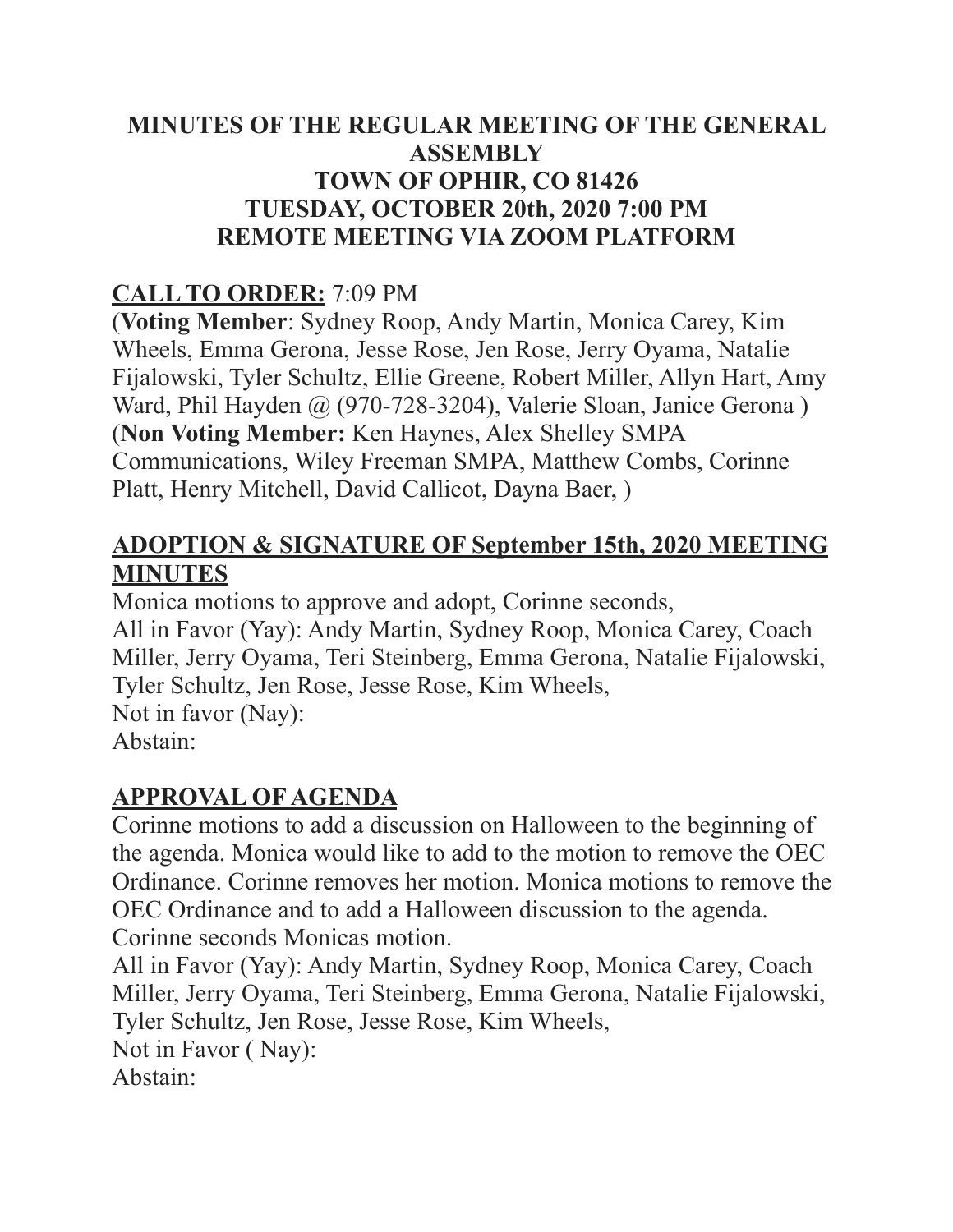# MINUTES OF THE REGULAR MEETING OF THE GENERAL ASSEMBLY
# TOWN OF OPHIR, CO 81426
# TUESDAY, OCTOBER 20th, 2020 7:00 PM
# REMOTE MEETING VIA ZOOM PLATFORM

## CALL TO ORDER: 7:09 PM

(**Voting Member**: Sydney Roop, Andy Martin, Monica Carey, Kim Wheels, Emma Gerona, Jesse Rose, Jen Rose, Jerry Oyama, Natalie Fijalowski, Tyler Schultz, Ellie Greene, Robert Miller, Allyn Hart, Amy Ward, Phil Hayden @ (970-728-3204), Valerie Sloan, Janice Gerona )
(**Non Voting Member:** Ken Haynes, Alex Shelley SMPA Communications, Wiley Freeman SMPA, Matthew Combs, Corinne Platt, Henry Mitchell, David Callicot, Dayna Baer, )

## ADOPTION & SIGNATURE OF September 15th, 2020 MEETING MINUTES

Monica motions to approve and adopt, Corinne seconds,
All in Favor (Yay): Andy Martin, Sydney Roop, Monica Carey, Coach Miller, Jerry Oyama, Teri Steinberg, Emma Gerona, Natalie Fijalowski, Tyler Schultz, Jen Rose, Jesse Rose, Kim Wheels,
Not in favor (Nay):
Abstain:

## APPROVAL OF AGENDA

Corinne motions to add a discussion on Halloween to the beginning of the agenda. Monica would like to add to the motion to remove the OEC Ordinance. Corinne removes her motion. Monica motions to remove the OEC Ordinance and to add a Halloween discussion to the agenda. Corinne seconds Monicas motion.
All in Favor (Yay): Andy Martin, Sydney Roop, Monica Carey, Coach Miller, Jerry Oyama, Teri Steinberg, Emma Gerona, Natalie Fijalowski, Tyler Schultz, Jen Rose, Jesse Rose, Kim Wheels,
Not in Favor ( Nay):
Abstain: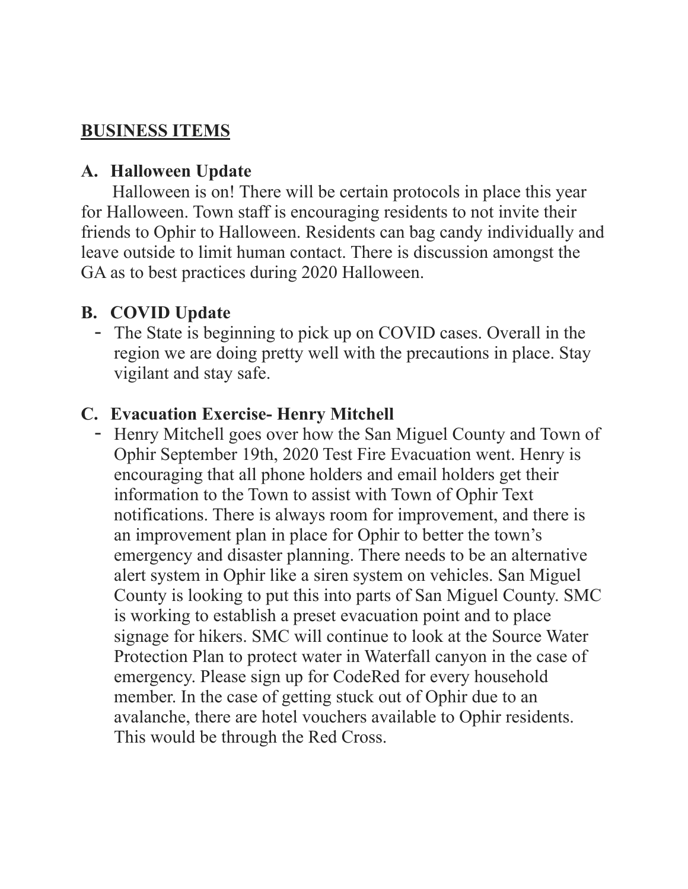## BUSINESS ITEMS

### A. Halloween Update

Halloween is on! There will be certain protocols in place this year for Halloween. Town staff is encouraging residents to not invite their friends to Ophir to Halloween. Residents can bag candy individually and leave outside to limit human contact. There is discussion amongst the GA as to best practices during 2020 Halloween.

### B. COVID Update

- The State is beginning to pick up on COVID cases. Overall in the region we are doing pretty well with the precautions in place. Stay vigilant and stay safe.

### C. Evacuation Exercise- Henry Mitchell

- Henry Mitchell goes over how the San Miguel County and Town of Ophir September 19th, 2020 Test Fire Evacuation went. Henry is encouraging that all phone holders and email holders get their information to the Town to assist with Town of Ophir Text notifications. There is always room for improvement, and there is an improvement plan in place for Ophir to better the town's emergency and disaster planning. There needs to be an alternative alert system in Ophir like a siren system on vehicles. San Miguel County is looking to put this into parts of San Miguel County. SMC is working to establish a preset evacuation point and to place signage for hikers. SMC will continue to look at the Source Water Protection Plan to protect water in Waterfall canyon in the case of emergency. Please sign up for CodeRed for every household member. In the case of getting stuck out of Ophir due to an avalanche, there are hotel vouchers available to Ophir residents. This would be through the Red Cross.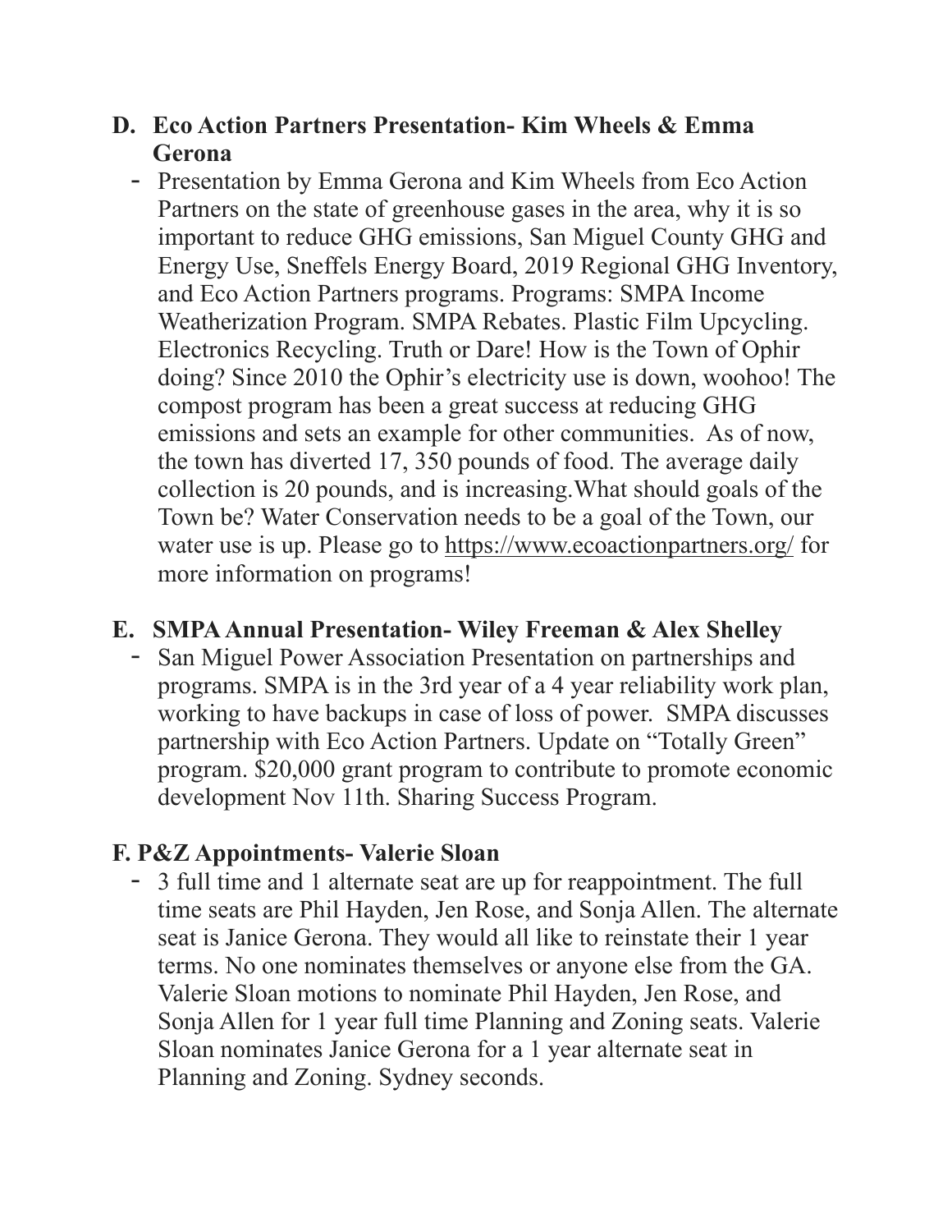**D. Eco Action Partners Presentation- Kim Wheels & Emma Gerona**

- Presentation by Emma Gerona and Kim Wheels from Eco Action Partners on the state of greenhouse gases in the area, why it is so important to reduce GHG emissions, San Miguel County GHG and Energy Use, Sneffels Energy Board, 2019 Regional GHG Inventory, and Eco Action Partners programs. Programs: SMPA Income Weatherization Program. SMPA Rebates. Plastic Film Upcycling. Electronics Recycling. Truth or Dare! How is the Town of Ophir doing? Since 2010 the Ophir's electricity use is down, woohoo! The compost program has been a great success at reducing GHG emissions and sets an example for other communities. As of now, the town has diverted 17, 350 pounds of food. The average daily collection is 20 pounds, and is increasing.What should goals of the Town be? Water Conservation needs to be a goal of the Town, our water use is up. Please go to https://www.ecoactionpartners.org/ for more information on programs!

**E. SMPA Annual Presentation- Wiley Freeman & Alex Shelley**

- San Miguel Power Association Presentation on partnerships and programs. SMPA is in the 3rd year of a 4 year reliability work plan, working to have backups in case of loss of power. SMPA discusses partnership with Eco Action Partners. Update on "Totally Green" program. $20,000 grant program to contribute to promote economic development Nov 11th. Sharing Success Program.

**F. P&Z Appointments- Valerie Sloan**

- 3 full time and 1 alternate seat are up for reappointment. The full time seats are Phil Hayden, Jen Rose, and Sonja Allen. The alternate seat is Janice Gerona. They would all like to reinstate their 1 year terms. No one nominates themselves or anyone else from the GA. Valerie Sloan motions to nominate Phil Hayden, Jen Rose, and Sonja Allen for 1 year full time Planning and Zoning seats. Valerie Sloan nominates Janice Gerona for a 1 year alternate seat in Planning and Zoning. Sydney seconds.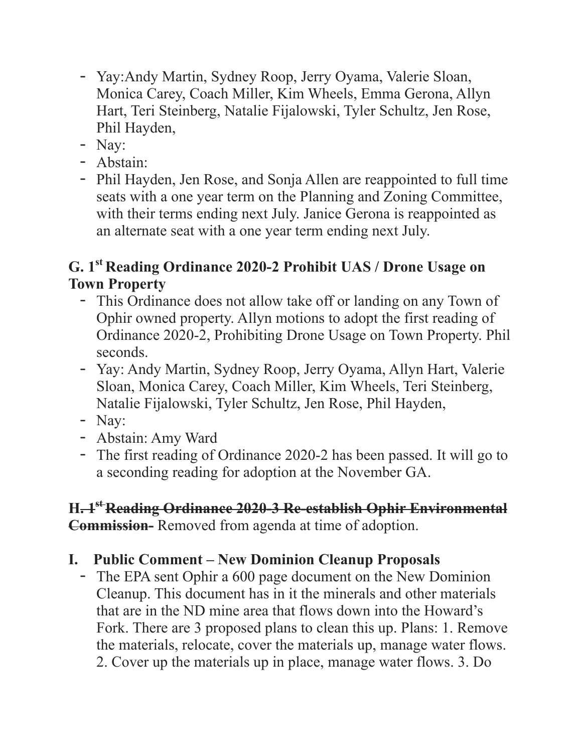- Yay:Andy Martin, Sydney Roop, Jerry Oyama, Valerie Sloan, Monica Carey, Coach Miller, Kim Wheels, Emma Gerona, Allyn Hart, Teri Steinberg, Natalie Fijalowski, Tyler Schultz, Jen Rose, Phil Hayden,
- Nay:
- Abstain:
- Phil Hayden, Jen Rose, and Sonja Allen are reappointed to full time seats with a one year term on the Planning and Zoning Committee, with their terms ending next July. Janice Gerona is reappointed as an alternate seat with a one year term ending next July.

### G. 1st Reading Ordinance 2020-2 Prohibit UAS / Drone Usage on Town Property

- This Ordinance does not allow take off or landing on any Town of Ophir owned property. Allyn motions to adopt the first reading of Ordinance 2020-2, Prohibiting Drone Usage on Town Property. Phil seconds.
- Yay: Andy Martin, Sydney Roop, Jerry Oyama, Allyn Hart, Valerie Sloan, Monica Carey, Coach Miller, Kim Wheels, Teri Steinberg, Natalie Fijalowski, Tyler Schultz, Jen Rose, Phil Hayden,
- Nay:
- Abstain: Amy Ward
- The first reading of Ordinance 2020-2 has been passed. It will go to a seconding reading for adoption at the November GA.

### ~~H. 1st Reading Ordinance 2020-3 Re-establish Ophir Environmental Commission-~~ Removed from agenda at time of adoption.

### I. Public Comment – New Dominion Cleanup Proposals

- The EPA sent Ophir a 600 page document on the New Dominion Cleanup. This document has in it the minerals and other materials that are in the ND mine area that flows down into the Howard's Fork. There are 3 proposed plans to clean this up. Plans: 1. Remove the materials, relocate, cover the materials up, manage water flows. 2. Cover up the materials up in place, manage water flows. 3. Do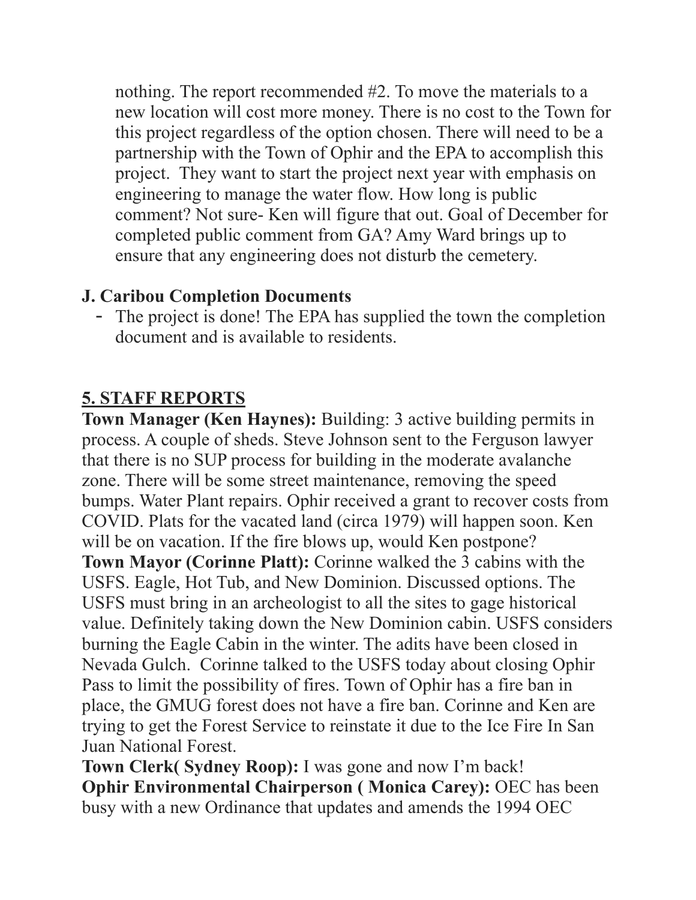nothing. The report recommended #2. To move the materials to a new location will cost more money. There is no cost to the Town for this project regardless of the option chosen. There will need to be a partnership with the Town of Ophir and the EPA to accomplish this project. They want to start the project next year with emphasis on engineering to manage the water flow. How long is public comment? Not sure- Ken will figure that out. Goal of December for completed public comment from GA? Amy Ward brings up to ensure that any engineering does not disturb the cemetery.

**J. Caribou Completion Documents**

- The project is done! The EPA has supplied the town the completion document and is available to residents.

## **5. STAFF REPORTS**

**Town Manager (Ken Haynes):** Building: 3 active building permits in process. A couple of sheds. Steve Johnson sent to the Ferguson lawyer that there is no SUP process for building in the moderate avalanche zone. There will be some street maintenance, removing the speed bumps. Water Plant repairs. Ophir received a grant to recover costs from COVID. Plats for the vacated land (circa 1979) will happen soon. Ken will be on vacation. If the fire blows up, would Ken postpone?

**Town Mayor (Corinne Platt):** Corinne walked the 3 cabins with the USFS. Eagle, Hot Tub, and New Dominion. Discussed options. The USFS must bring in an archeologist to all the sites to gage historical value. Definitely taking down the New Dominion cabin. USFS considers burning the Eagle Cabin in the winter. The adits have been closed in Nevada Gulch. Corinne talked to the USFS today about closing Ophir Pass to limit the possibility of fires. Town of Ophir has a fire ban in place, the GMUG forest does not have a fire ban. Corinne and Ken are trying to get the Forest Service to reinstate it due to the Ice Fire In San Juan National Forest.

**Town Clerk( Sydney Roop):** I was gone and now I'm back!

**Ophir Environmental Chairperson ( Monica Carey):** OEC has been busy with a new Ordinance that updates and amends the 1994 OEC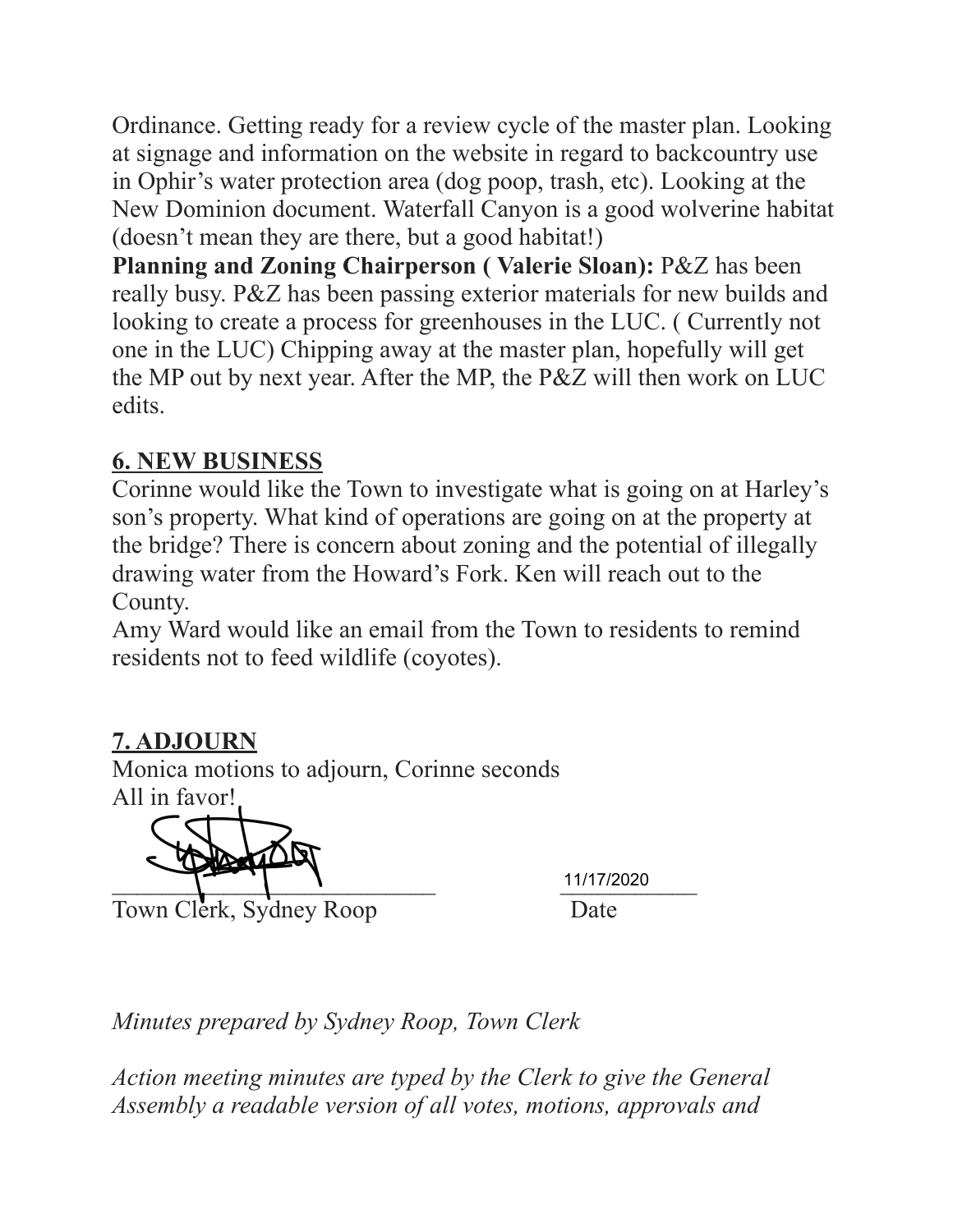Ordinance. Getting ready for a review cycle of the master plan. Looking at signage and information on the website in regard to backcountry use in Ophir's water protection area (dog poop, trash, etc). Looking at the New Dominion document. Waterfall Canyon is a good wolverine habitat (doesn't mean they are there, but a good habitat!)

**Planning and Zoning Chairperson ( Valerie Sloan):** P&Z has been really busy. P&Z has been passing exterior materials for new builds and looking to create a process for greenhouses in the LUC. ( Currently not one in the LUC) Chipping away at the master plan, hopefully will get the MP out by next year. After the MP, the P&Z will then work on LUC edits.

## 6. NEW BUSINESS

Corinne would like the Town to investigate what is going on at Harley's son's property. What kind of operations are going on at the property at the bridge? There is concern about zoning and the potential of illegally drawing water from the Howard's Fork. Ken will reach out to the County.

Amy Ward would like an email from the Town to residents to remind residents not to feed wildlife (coyotes).

## 7. ADJOURN

Monica motions to adjourn, Corinne seconds
All in favor!

\_\_\_\_\_\_\_\_\_\_\_\_\_\_\_\_\_\_\_\_\_\_\_\_\_\_\_\_ 11/17/2020

Town Clerk, Sydney Roop Date

*Minutes prepared by Sydney Roop, Town Clerk*

*Action meeting minutes are typed by the Clerk to give the General Assembly a readable version of all votes, motions, approvals and*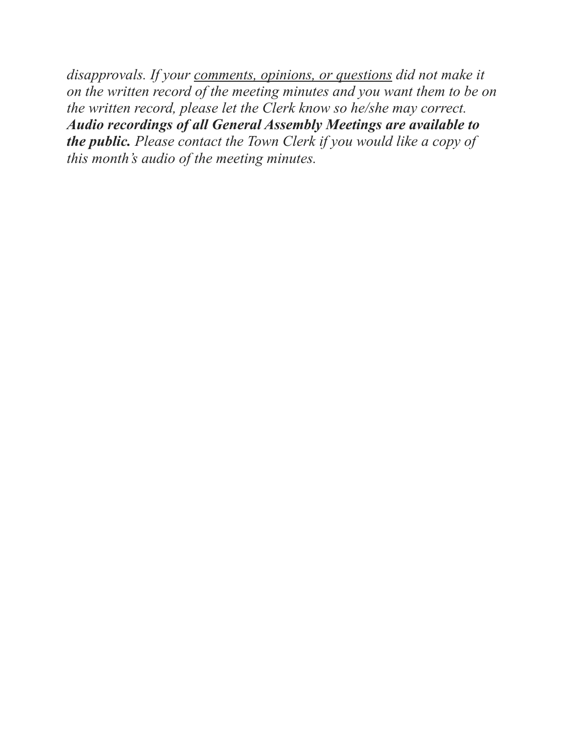*disapprovals. If your <u>comments, opinions, or questions</u> did not make it on the written record of the meeting minutes and you want them to be on the written record, please let the Clerk know so he/she may correct.* ***Audio recordings of all General Assembly Meetings are available to the public.*** *Please contact the Town Clerk if you would like a copy of this month's audio of the meeting minutes.*